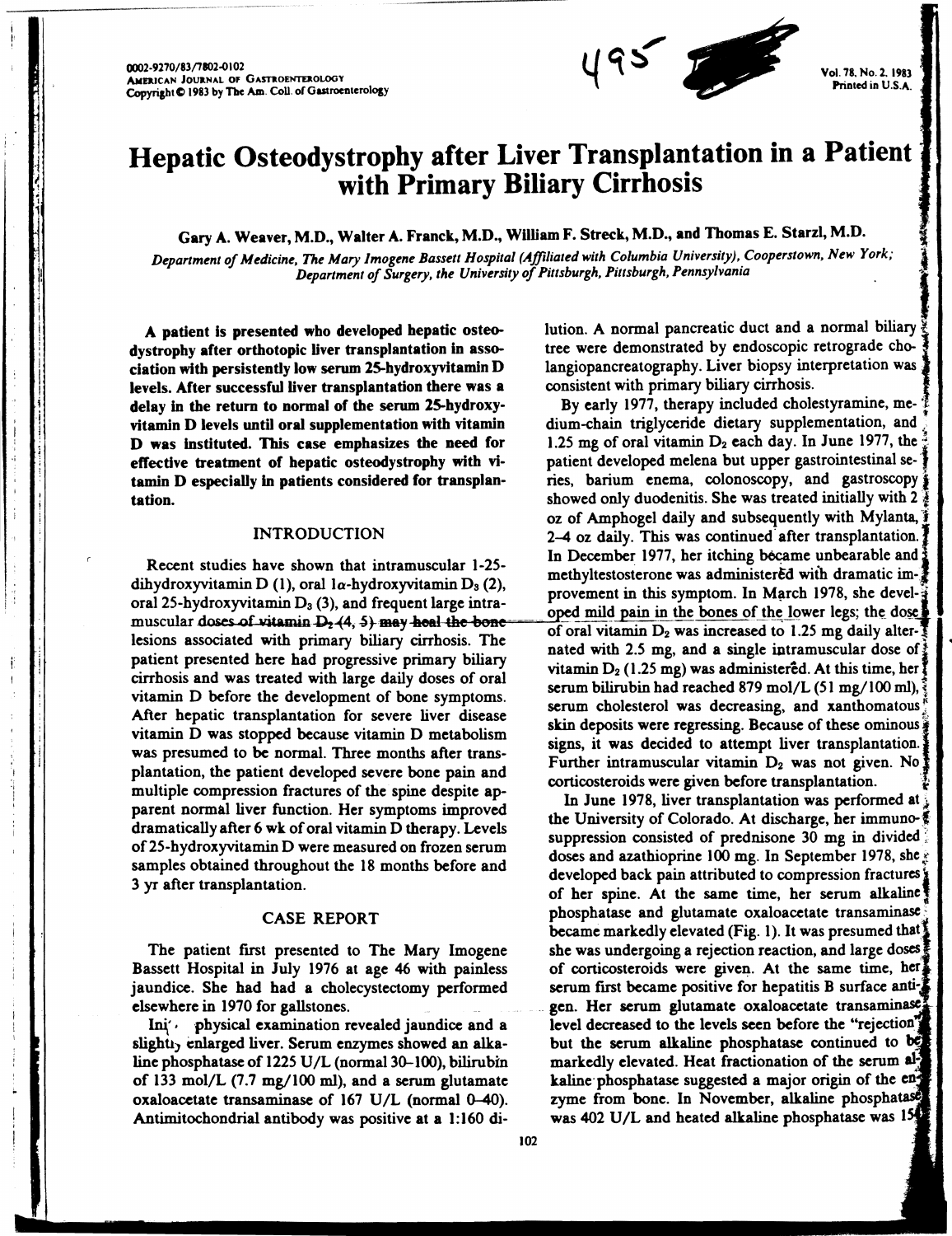# Hepatic Osteodystrophy after Liver Transplantation in a Patient with Primary Biliary Cirrhosis

**Gary A. Weaver, M.D., Walter A. Franck, M.D., William F. Streck, M.D., and Thomas E. Starzl, M.D.**

*Department of Medicine, The Mary Imogene Bassett Hospital (Affiliated with Columbia University), Cooperstown, New York; Department of Surgery, the University of Pittsburgh, Pittsburgh, Pennsylvania*

**A patient is presented who developed hepatic osteodystrophy after orthotopic liver transplantation in association with persistently low serum 25-hydroxyvitamin D levels. After successful liver transplantation there was a delay in the return to normal of the serum 25-hydroxyvitamin D levels until oral supplementation with vitamin D was instituted. This case emphasizes the need for effective treatment of hepatic osteodystrophy with vitamin D especially in patients considered for transplantation.**

## INTRODUCTION

Recent studies have shown that intramuscular 1-25-dihydroxyvitamin D (1), oral 1α-hydroxyvitamin $D_3$ (2), oral 25-hydroxyvitamin $D_3$ (3), and frequent large intramuscular doses of vitamin $D_2$ (4, 5) may heal the bone lesions associated with primary biliary cirrhosis. The patient presented here had progressive primary biliary cirrhosis and was treated with large daily doses of oral vitamin D before the development of bone symptoms. After hepatic transplantation for severe liver disease vitamin D was stopped because vitamin D metabolism was presumed to be normal. Three months after transplantation, the patient developed severe bone pain and multiple compression fractures of the spine despite apparent normal liver function. Her symptoms improved dramatically after 6 wk of oral vitamin D therapy. Levels of 25-hydroxyvitamin D were measured on frozen serum samples obtained throughout the 18 months before and 3 yr after transplantation.

## CASE REPORT

The patient first presented to The Mary Imogene Bassett Hospital in July 1976 at age 46 with painless jaundice. She had had a cholecystectomy performed elsewhere in 1970 for gallstones.

Initial physical examination revealed jaundice and a slightly enlarged liver. Serum enzymes showed an alkaline phosphatase of 1225 U/L (normal 30–100), bilirubin of 133 mol/L (7.7 mg/100 ml), and a serum glutamate oxaloacetate transaminase of 167 U/L (normal 0–40). Antimitochondrial antibody was positive at a 1:160 dilution. A normal pancreatic duct and a normal biliary tree were demonstrated by endoscopic retrograde cholangiopancreatography. Liver biopsy interpretation was consistent with primary biliary cirrhosis.

By early 1977, therapy included cholestyramine, medium-chain triglyceride dietary supplementation, and 1.25 mg of oral vitamin $D_2$ each day. In June 1977, the patient developed melena but upper gastrointestinal series, barium enema, colonoscopy, and gastroscopy showed only duodenitis. She was treated initially with 2 oz of Amphogel daily and subsequently with Mylanta, 2–4 oz daily. This was continued after transplantation. In December 1977, her itching became unbearable and methyltestosterone was administered with dramatic improvement in this symptom. In March 1978, she developed mild pain in the bones of the lower legs; the dose of oral vitamin $D_2$ was increased to 1.25 mg daily alternated with 2.5 mg, and a single intramuscular dose of vitamin $D_2$ (1.25 mg) was administered. At this time, her serum bilirubin had reached 879 mol/L (51 mg/100 ml), serum cholesterol was decreasing, and xanthomatous skin deposits were regressing. Because of these ominous signs, it was decided to attempt liver transplantation. Further intramuscular vitamin $D_2$ was not given. No corticosteroids were given before transplantation.

In June 1978, liver transplantation was performed at the University of Colorado. At discharge, her immunosuppression consisted of prednisone 30 mg in divided doses and azathioprine 100 mg. In September 1978, she developed back pain attributed to compression fractures of her spine. At the same time, her serum alkaline phosphatase and glutamate oxaloacetate transaminase became markedly elevated (Fig. 1). It was presumed that she was undergoing a rejection reaction, and large doses of corticosteroids were given. At the same time, her serum first became positive for hepatitis B surface antigen. Her serum glutamate oxaloacetate transaminase level decreased to the levels seen before the "rejection" but the serum alkaline phosphatase continued to be markedly elevated. Heat fractionation of the serum alkaline phosphatase suggested a major origin of the enzyme from bone. In November, alkaline phosphatase was 402 U/L and heated alkaline phosphatase was 15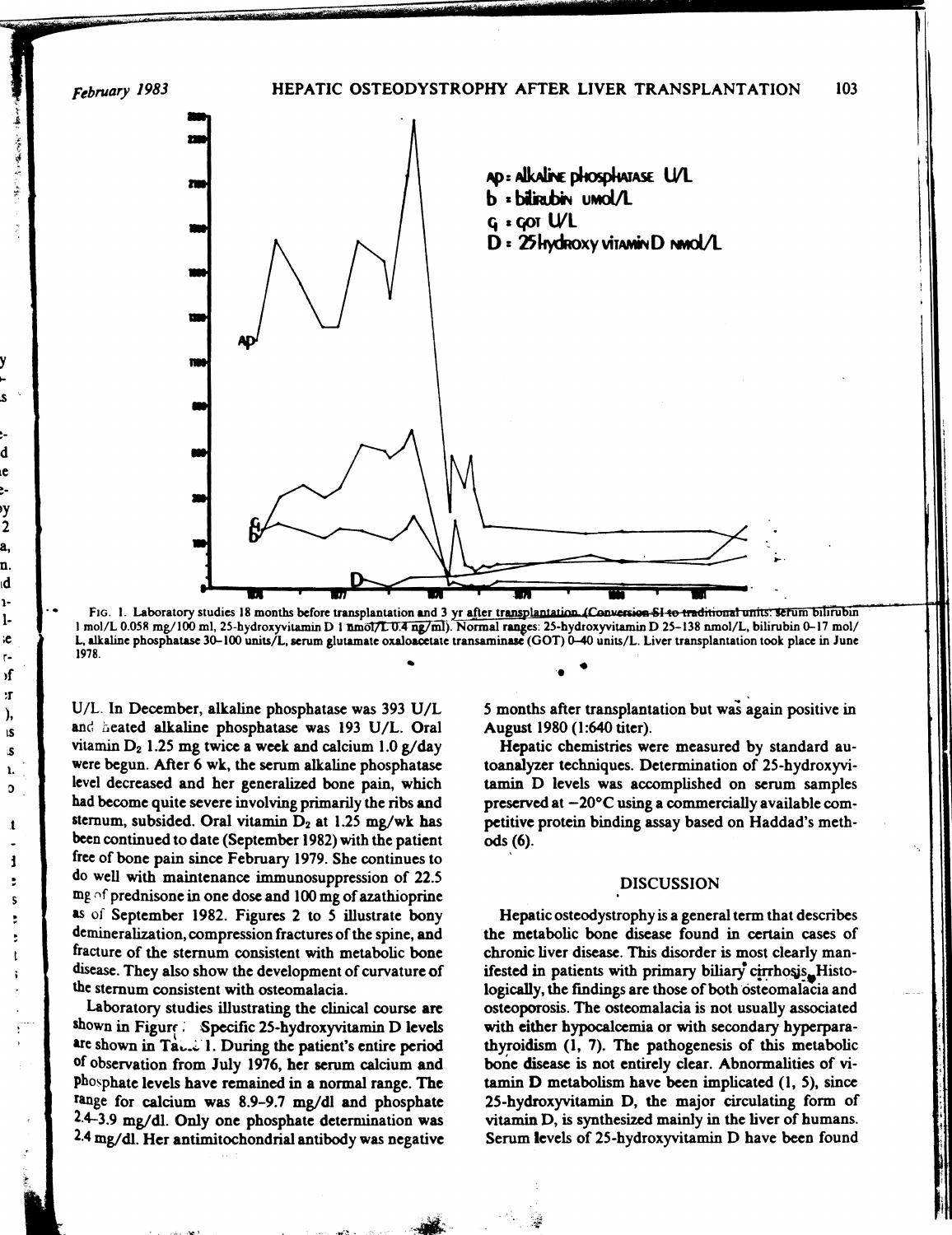ap: alkaline phosphatase U/L

b = bilirubin umol/L

G = GOT U/L

D = 25 hydroxy vitamin D nmol/L

FIG. 1. Laboratory studies 18 months before transplantation and 3 yr after transplantation. (Conversion SI to traditional units: serum bilirubin 1 mol/L 0.058 mg/100 ml, 25-hydroxyvitamin D 1 nmol/L 0.4 ng/ml). Normal ranges: 25-hydroxyvitamin D 25–138 nmol/L, bilirubin 0–17 mol/L, alkaline phosphatase 30–100 units/L, serum glutamate oxaloacetate transaminase (GOT) 0–40 units/L. Liver transplantation took place in June 1978.

U/L. In December, alkaline phosphatase was 393 U/L and heated alkaline phosphatase was 193 U/L. Oral vitamin $D_2$ 1.25 mg twice a week and calcium 1.0 g/day were begun. After 6 wk, the serum alkaline phosphatase level decreased and her generalized bone pain, which had become quite severe involving primarily the ribs and sternum, subsided. Oral vitamin $D_2$ at 1.25 mg/wk has been continued to date (September 1982) with the patient free of bone pain since February 1979. She continues to do well with maintenance immunosuppression of 22.5 mg of prednisone in one dose and 100 mg of azathioprine as of September 1982. Figures 2 to 5 illustrate bony demineralization, compression fractures of the spine, and fracture of the sternum consistent with metabolic bone disease. They also show the development of curvature of the sternum consistent with osteomalacia.

Laboratory studies illustrating the clinical course are shown in Figure 1. Specific 25-hydroxyvitamin D levels are shown in Table 1. During the patient's entire period of observation from July 1976, her serum calcium and phosphate levels have remained in a normal range. The range for calcium was 8.9–9.7 mg/dl and phosphate 2.4–3.9 mg/dl. Only one phosphate determination was 2.4 mg/dl. Her antimitochondrial antibody was negative 5 months after transplantation but was again positive in August 1980 (1:640 titer).

Hepatic chemistries were measured by standard autoanalyzer techniques. Determination of 25-hydroxyvitamin D levels was accomplished on serum samples preserved at −20°C using a commercially available competitive protein binding assay based on Haddad's methods (6).

## DISCUSSION

Hepatic osteodystrophy is a general term that describes the metabolic bone disease found in certain cases of chronic liver disease. This disorder is most clearly manifested in patients with primary biliary cirrhosis. Histologically, the findings are those of both osteomalacia and osteoporosis. The osteomalacia is not usually associated with either hypocalcemia or with secondary hyperparathyroidism (1, 7). The pathogenesis of this metabolic bone disease is not entirely clear. Abnormalities of vitamin D metabolism have been implicated (1, 5), since 25-hydroxyvitamin D, the major circulating form of vitamin D, is synthesized mainly in the liver of humans. Serum levels of 25-hydroxyvitamin D have been found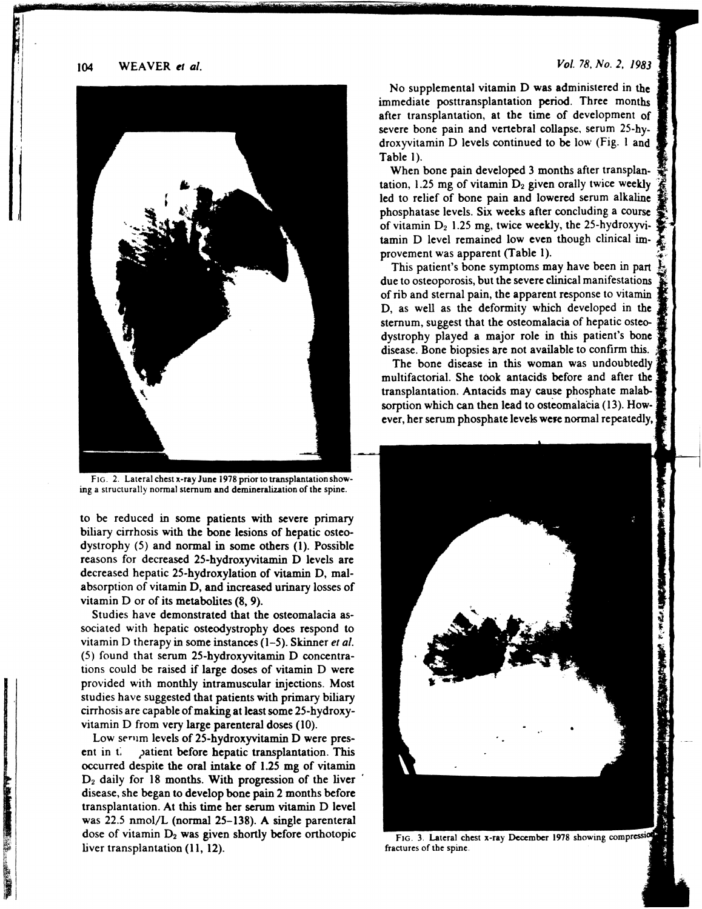FIG. 2. Lateral chest x-ray June 1978 prior to transplantation showing a structurally normal sternum and demineralization of the spine.

to be reduced in some patients with severe primary biliary cirrhosis with the bone lesions of hepatic osteodystrophy (5) and normal in some others (1). Possible reasons for decreased 25-hydroxyvitamin D levels are decreased hepatic 25-hydroxylation of vitamin D, malabsorption of vitamin D, and increased urinary losses of vitamin D or of its metabolites (8, 9).

Studies have demonstrated that the osteomalacia associated with hepatic osteodystrophy does respond to vitamin D therapy in some instances (1–5). Skinner *et al.* (5) found that serum 25-hydroxyvitamin D concentrations could be raised if large doses of vitamin D were provided with monthly intramuscular injections. Most studies have suggested that patients with primary biliary cirrhosis are capable of making at least some 25-hydroxyvitamin D from very large parenteral doses (10).

Low serum levels of 25-hydroxyvitamin D were present in the patient before hepatic transplantation. This occurred despite the oral intake of 1.25 mg of vitamin $D_2$ daily for 18 months. With progression of the liver disease, she began to develop bone pain 2 months before transplantation. At this time her serum vitamin D level was 22.5 nmol/L (normal 25–138). A single parenteral dose of vitamin $D_2$ was given shortly before orthotopic liver transplantation (11, 12).

No supplemental vitamin D was administered in the immediate posttransplantation period. Three months after transplantation, at the time of development of severe bone pain and vertebral collapse, serum 25-hydroxyvitamin D levels continued to be low (Fig. 1 and Table 1).

When bone pain developed 3 months after transplantation, 1.25 mg of vitamin $D_2$ given orally twice weekly led to relief of bone pain and lowered serum alkaline phosphatase levels. Six weeks after concluding a course of vitamin $D_2$ 1.25 mg, twice weekly, the 25-hydroxyvitamin D level remained low even though clinical improvement was apparent (Table 1).

This patient's bone symptoms may have been in part due to osteoporosis, but the severe clinical manifestations of rib and sternal pain, the apparent response to vitamin D, as well as the deformity which developed in the sternum, suggest that the osteomalacia of hepatic osteodystrophy played a major role in this patient's bone disease. Bone biopsies are not available to confirm this.

The bone disease in this woman was undoubtedly multifactorial. She took antacids before and after the transplantation. Antacids may cause phosphate malabsorption which can then lead to osteomalacia (13). However, her serum phosphate levels were normal repeatedly,

FIG. 3. Lateral chest x-ray December 1978 showing compression fractures of the spine.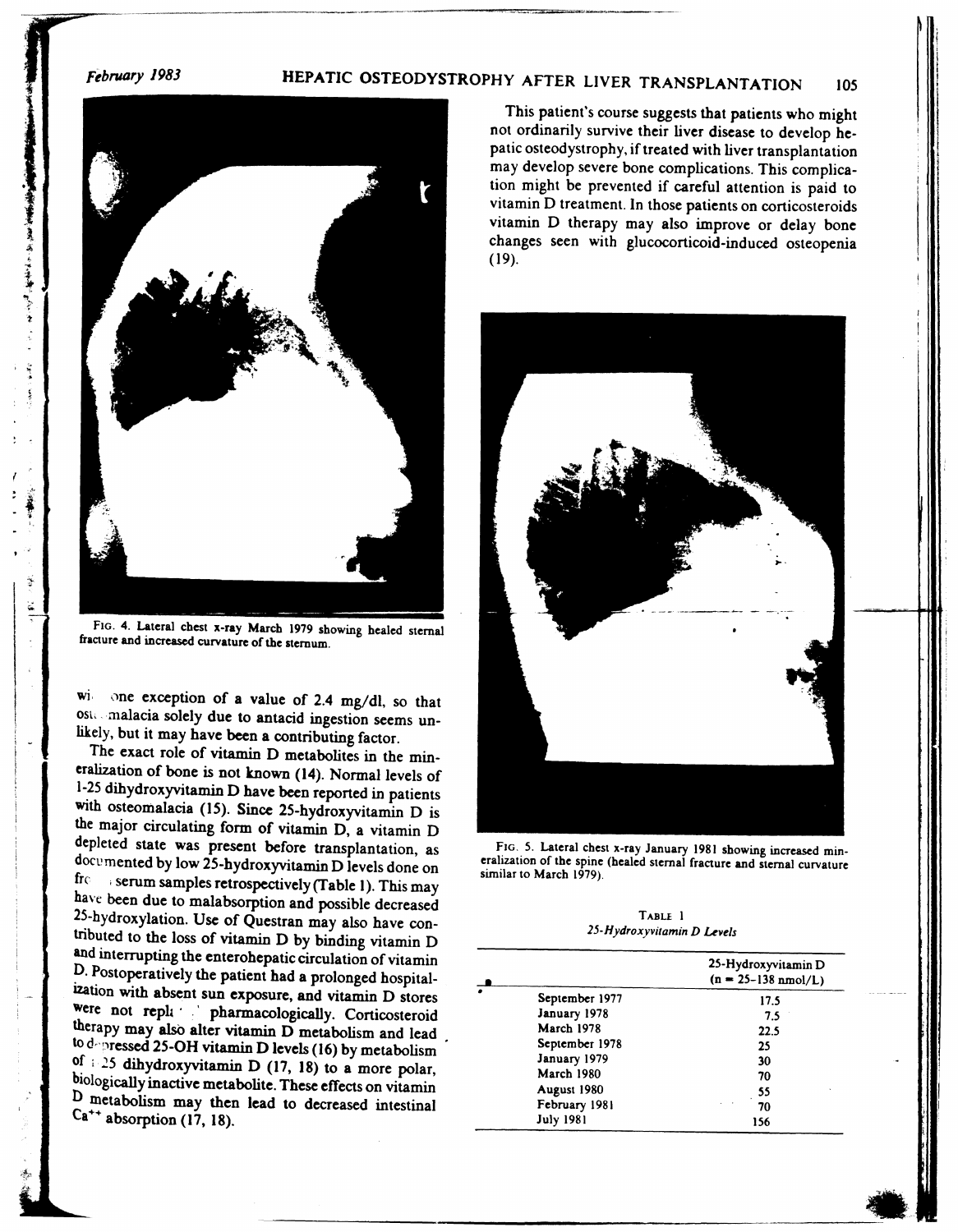FIG. 4. Lateral chest x-ray March 1979 showing healed sternal fracture and increased curvature of the sternum.

wi one exception of a value of 2.4 mg/dl, so that ost malacia solely due to antacid ingestion seems unlikely, but it may have been a contributing factor.

The exact role of vitamin D metabolites in the mineralization of bone is not known (14). Normal levels of 1-25 dihydroxyvitamin D have been reported in patients with osteomalacia (15). Since 25-hydroxyvitamin D is the major circulating form of vitamin D, a vitamin D depleted state was present before transplantation, as documented by low 25-hydroxyvitamin D levels done on fr serum samples retrospectively (Table 1). This may have been due to malabsorption and possible decreased 25-hydroxylation. Use of Questran may also have contributed to the loss of vitamin D by binding vitamin D and interrupting the enterohepatic circulation of vitamin D. Postoperatively the patient had a prolonged hospitalization with absent sun exposure, and vitamin D stores were not repl pharmacologically. Corticosteroid therapy may also alter vitamin D metabolism and lead to depressed 25-OH vitamin D levels (16) by metabolism of 25 dihydroxyvitamin D (17, 18) to a more polar, biologically inactive metabolite. These effects on vitamin D metabolism may then lead to decreased intestinal $Ca^{++}$ absorption (17, 18).

This patient's course suggests that patients who might not ordinarily survive their liver disease to develop hepatic osteodystrophy, if treated with liver transplantation may develop severe bone complications. This complication might be prevented if careful attention is paid to vitamin D treatment. In those patients on corticosteroids vitamin D therapy may also improve or delay bone changes seen with glucocorticoid-induced osteopenia (19).

FIG. 5. Lateral chest x-ray January 1981 showing increased mineralization of the spine (healed sternal fracture and sternal curvature similar to March 1979).

TABLE 1
*25-Hydroxyvitamin D Levels*

| | 25-Hydroxyvitamin D (n = 25–138 nmol/L) |
|---|---|
| September 1977 | 17.5 |
| January 1978 | 7.5 |
| March 1978 | 22.5 |
| September 1978 | 25 |
| January 1979 | 30 |
| March 1980 | 70 |
| August 1980 | 55 |
| February 1981 | 70 |
| July 1981 | 156 |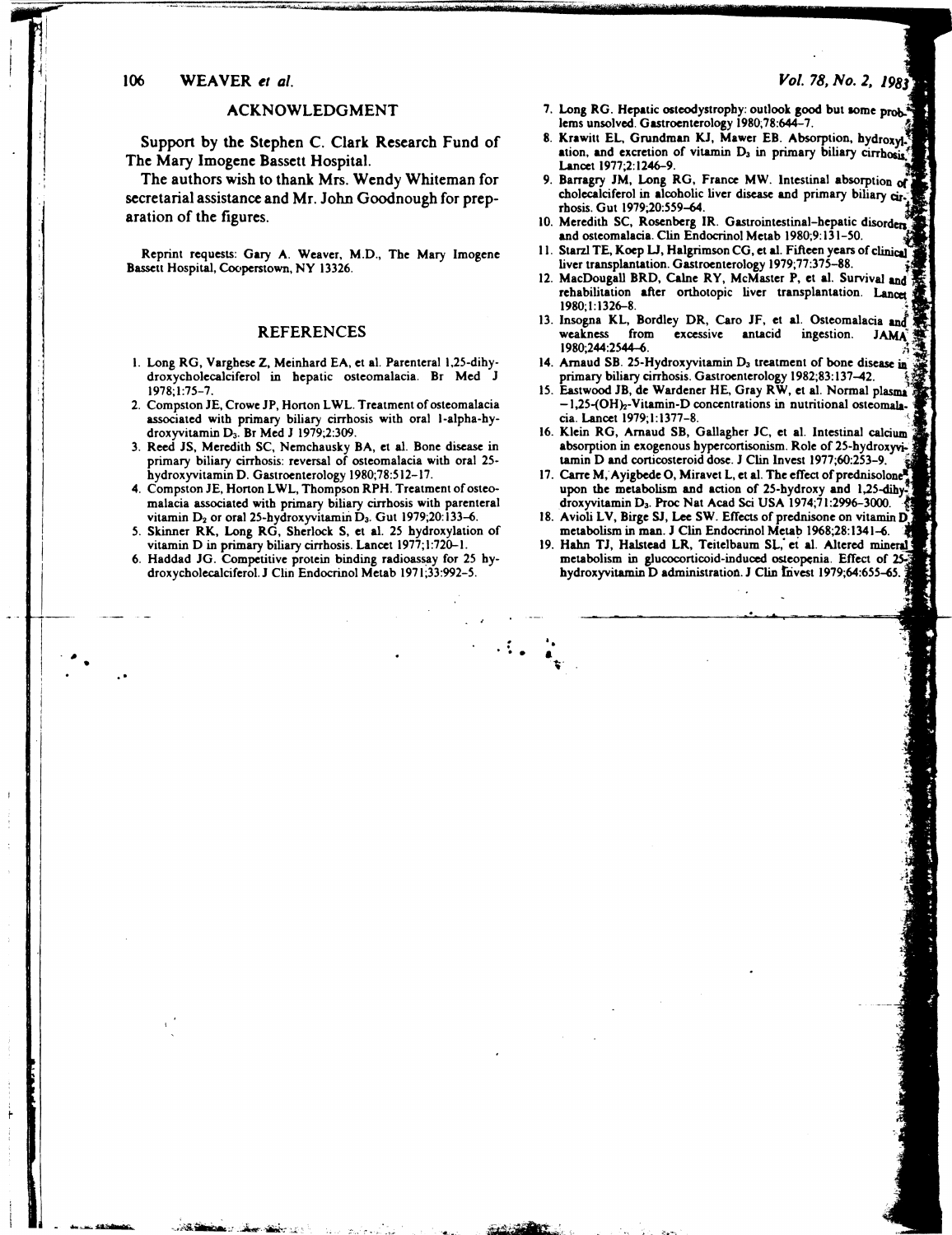## ACKNOWLEDGMENT

Support by the Stephen C. Clark Research Fund of The Mary Imogene Bassett Hospital.

The authors wish to thank Mrs. Wendy Whiteman for secretarial assistance and Mr. John Goodnough for preparation of the figures.

Reprint requests: Gary A. Weaver, M.D., The Mary Imogene Bassett Hospital, Cooperstown, NY 13326.

## REFERENCES

1. Long RG, Varghese Z, Meinhard EA, et al. Parenteral 1,25-dihydroxycholecalciferol in hepatic osteomalacia. Br Med J 1978;1:75–7.
2. Compston JE, Crowe JP, Horton LWL. Treatment of osteomalacia associated with primary biliary cirrhosis with oral 1-alpha-hydroxyvitamin $D_3$. Br Med J 1979;2:309.
3. Reed JS, Meredith SC, Nemchausky BA, et al. Bone disease in primary biliary cirrhosis: reversal of osteomalacia with oral 25-hydroxyvitamin D. Gastroenterology 1980;78:512–17.
4. Compston JE, Horton LWL, Thompson RPH. Treatment of osteomalacia associated with primary biliary cirrhosis with parenteral vitamin $D_2$ or oral 25-hydroxyvitamin $D_3$. Gut 1979;20:133–6.
5. Skinner RK, Long RG, Sherlock S, et al. 25 hydroxylation of vitamin D in primary biliary cirrhosis. Lancet 1977;1:720–1.
6. Haddad JG. Competitive protein binding radioassay for 25 hydroxycholecalciferol. J Clin Endocrinol Metab 1971;33:992–5.
7. Long RG. Hepatic osteodystrophy: outlook good but some problems unsolved. Gastroenterology 1980;78:644–7.
8. Krawitt EL, Grundman KJ, Mawer EB. Absorption, hydroxylation, and excretion of vitamin $D_3$ in primary biliary cirrhosis. Lancet 1977;2:1246–9.
9. Barragry JM, Long RG, France MW. Intestinal absorption of cholecalciferol in alcoholic liver disease and primary biliary cirrhosis. Gut 1979;20:559–64.
10. Meredith SC, Rosenberg IR. Gastrointestinal-hepatic disorders and osteomalacia. Clin Endocrinol Metab 1980;9:131–50.
11. Starzl TE, Koep LJ, Halgrimson CG, et al. Fifteen years of clinical liver transplantation. Gastroenterology 1979;77:375–88.
12. MacDougall BRD, Calne RY, McMaster P, et al. Survival and rehabilitation after orthotopic liver transplantation. Lancet 1980;1:1326–8.
13. Insogna KL, Bordley DR, Caro JF, et al. Osteomalacia and weakness from excessive antacid ingestion. JAMA 1980;244:2544–6.
14. Arnaud SB. 25-Hydroxyvitamin $D_3$ treatment of bone disease in primary biliary cirrhosis. Gastroenterology 1982;83:137–42.
15. Eastwood JB, de Wardener HE, Gray RW, et al. Normal plasma −1,25-$(OH)_2$-Vitamin-D concentrations in nutritional osteomalacia. Lancet 1979;1:1377–8.
16. Klein RG, Arnaud SB, Gallagher JC, et al. Intestinal calcium absorption in exogenous hypercortisonism. Role of 25-hydroxyvitamin D and corticosteroid dose. J Clin Invest 1977;60:253–9.
17. Carre M, Ayigbede O, Miravet L, et al. The effect of prednisolone upon the metabolism and action of 25-hydroxy and 1,25-dihydroxyvitamin $D_3$. Proc Nat Acad Sci USA 1974;71:2996–3000.
18. Avioli LV, Birge SJ, Lee SW. Effects of prednisone on vitamin D metabolism in man. J Clin Endocrinol Metab 1968;28:1341–6.
19. Hahn TJ, Halstead LR, Teitelbaum SL, et al. Altered mineral metabolism in glucocorticoid-induced osteopenia. Effect of 25-hydroxyvitamin D administration. J Clin Invest 1979;64:655–65.